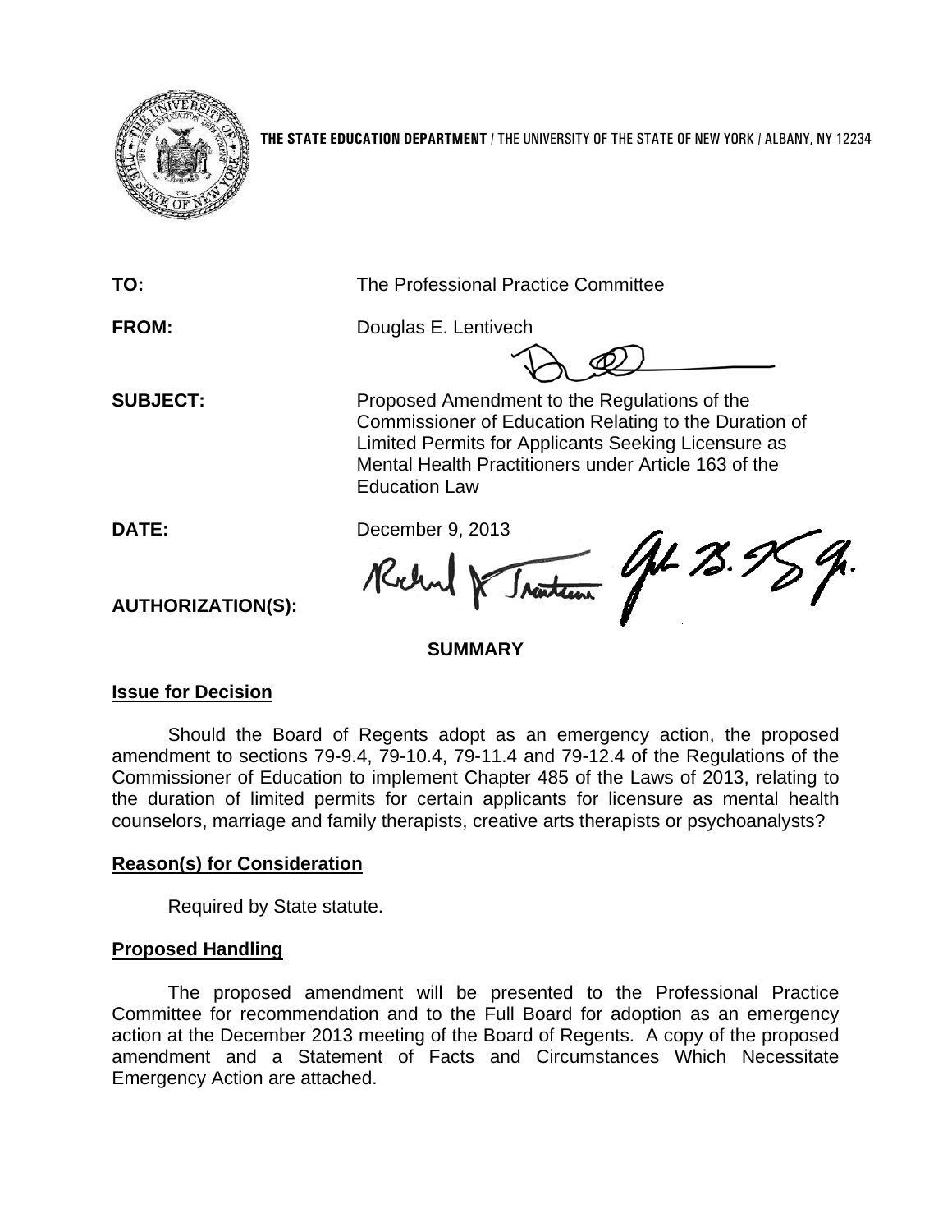**THE STATE EDUCATION DEPARTMENT** / THE UNIVERSITY OF THE STATE OF NEW YORK / ALBANY, NY 12234

**TO:** The Professional Practice Committee

**FROM:** Douglas E. Lentivech

**SUBJECT:** Proposed Amendment to the Regulations of the Commissioner of Education Relating to the Duration of Limited Permits for Applicants Seeking Licensure as Mental Health Practitioners under Article 163 of the Education Law

**DATE:** December 9, 2013

**AUTHORIZATION(S):**

**SUMMARY**

**Issue for Decision**

Should the Board of Regents adopt as an emergency action, the proposed amendment to sections 79-9.4, 79-10.4, 79-11.4 and 79-12.4 of the Regulations of the Commissioner of Education to implement Chapter 485 of the Laws of 2013, relating to the duration of limited permits for certain applicants for licensure as mental health counselors, marriage and family therapists, creative arts therapists or psychoanalysts?

**Reason(s) for Consideration**

Required by State statute.

**Proposed Handling**

The proposed amendment will be presented to the Professional Practice Committee for recommendation and to the Full Board for adoption as an emergency action at the December 2013 meeting of the Board of Regents. A copy of the proposed amendment and a Statement of Facts and Circumstances Which Necessitate Emergency Action are attached.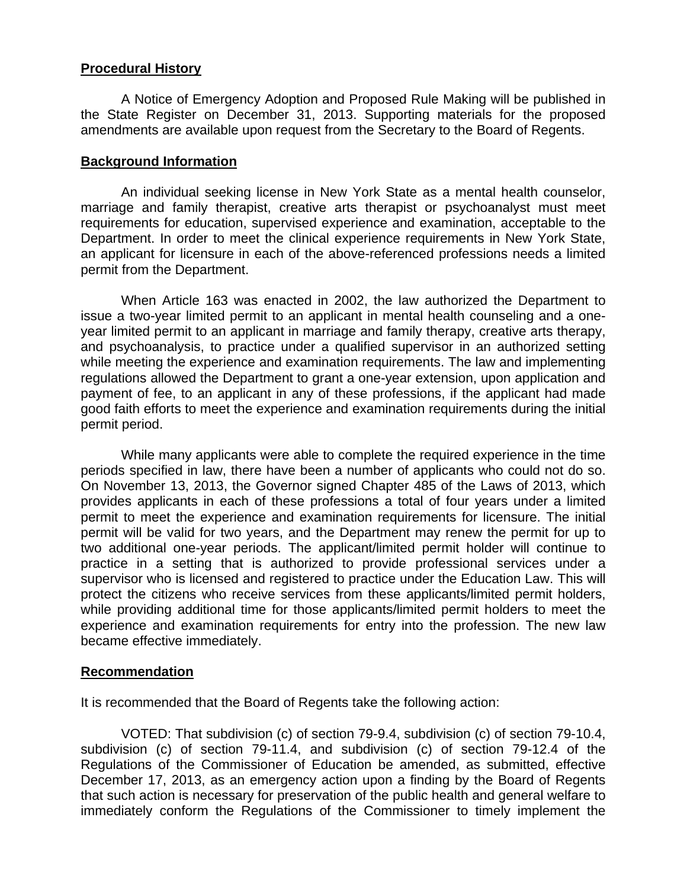**Procedural History**

A Notice of Emergency Adoption and Proposed Rule Making will be published in the State Register on December 31, 2013. Supporting materials for the proposed amendments are available upon request from the Secretary to the Board of Regents.

**Background Information**

An individual seeking license in New York State as a mental health counselor, marriage and family therapist, creative arts therapist or psychoanalyst must meet requirements for education, supervised experience and examination, acceptable to the Department. In order to meet the clinical experience requirements in New York State, an applicant for licensure in each of the above-referenced professions needs a limited permit from the Department.

When Article 163 was enacted in 2002, the law authorized the Department to issue a two-year limited permit to an applicant in mental health counseling and a one-year limited permit to an applicant in marriage and family therapy, creative arts therapy, and psychoanalysis, to practice under a qualified supervisor in an authorized setting while meeting the experience and examination requirements. The law and implementing regulations allowed the Department to grant a one-year extension, upon application and payment of fee, to an applicant in any of these professions, if the applicant had made good faith efforts to meet the experience and examination requirements during the initial permit period.

While many applicants were able to complete the required experience in the time periods specified in law, there have been a number of applicants who could not do so. On November 13, 2013, the Governor signed Chapter 485 of the Laws of 2013, which provides applicants in each of these professions a total of four years under a limited permit to meet the experience and examination requirements for licensure. The initial permit will be valid for two years, and the Department may renew the permit for up to two additional one-year periods. The applicant/limited permit holder will continue to practice in a setting that is authorized to provide professional services under a supervisor who is licensed and registered to practice under the Education Law. This will protect the citizens who receive services from these applicants/limited permit holders, while providing additional time for those applicants/limited permit holders to meet the experience and examination requirements for entry into the profession. The new law became effective immediately.

**Recommendation**

It is recommended that the Board of Regents take the following action:

VOTED: That subdivision (c) of section 79-9.4, subdivision (c) of section 79-10.4, subdivision (c) of section 79-11.4, and subdivision (c) of section 79-12.4 of the Regulations of the Commissioner of Education be amended, as submitted, effective December 17, 2013, as an emergency action upon a finding by the Board of Regents that such action is necessary for preservation of the public health and general welfare to immediately conform the Regulations of the Commissioner to timely implement the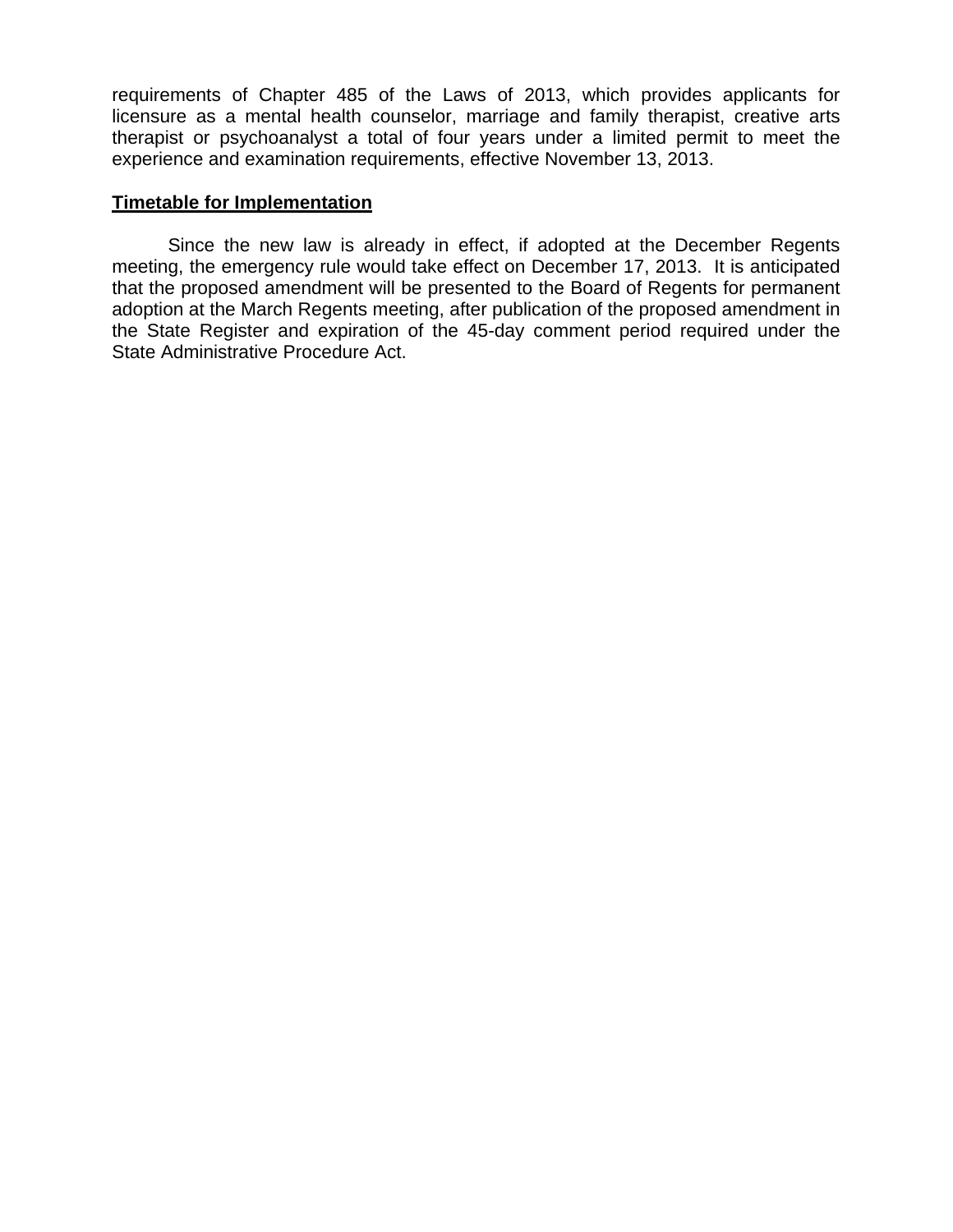requirements of Chapter 485 of the Laws of 2013, which provides applicants for licensure as a mental health counselor, marriage and family therapist, creative arts therapist or psychoanalyst a total of four years under a limited permit to meet the experience and examination requirements, effective November 13, 2013.

**Timetable for Implementation**

Since the new law is already in effect, if adopted at the December Regents meeting, the emergency rule would take effect on December 17, 2013. It is anticipated that the proposed amendment will be presented to the Board of Regents for permanent adoption at the March Regents meeting, after publication of the proposed amendment in the State Register and expiration of the 45-day comment period required under the State Administrative Procedure Act.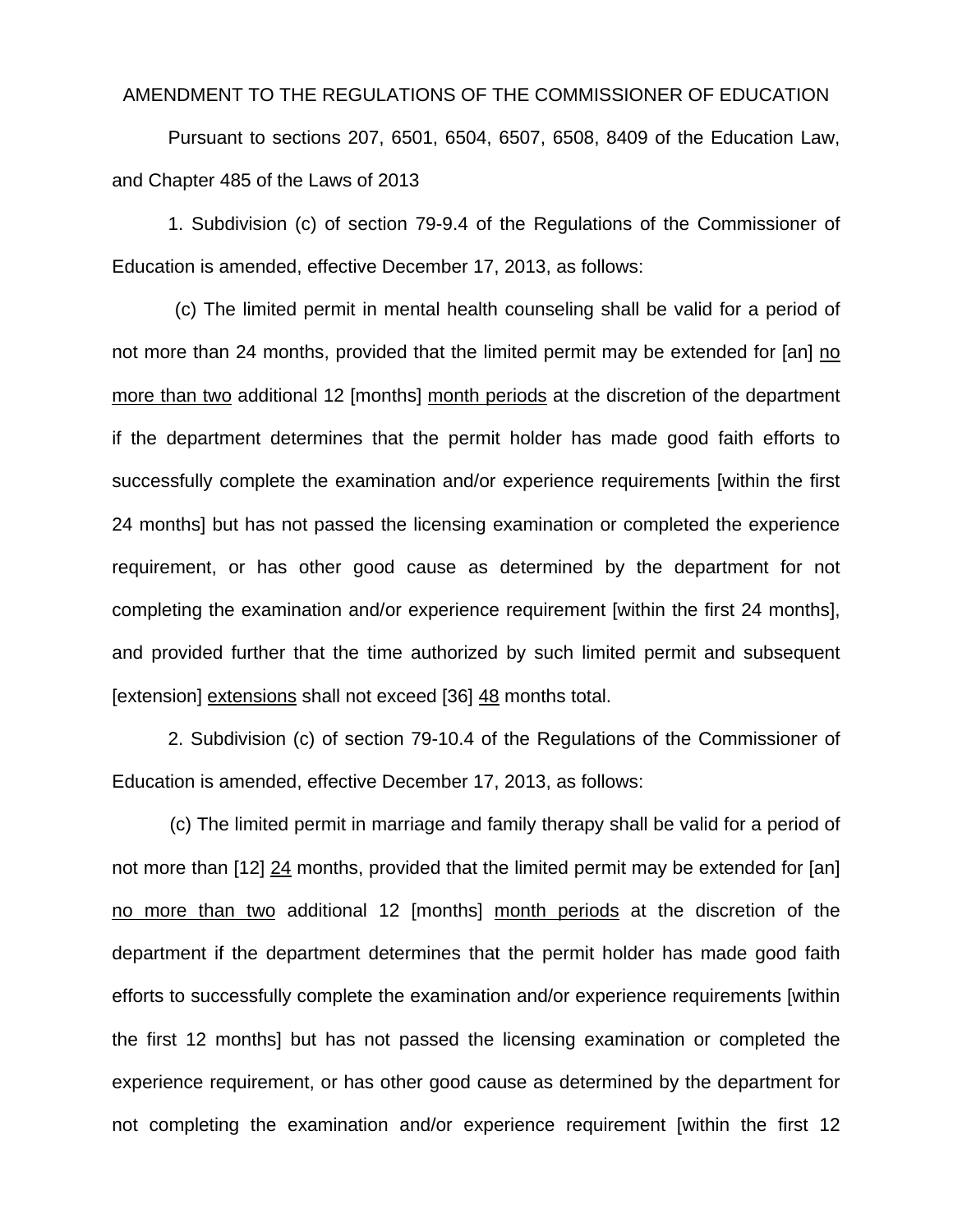AMENDMENT TO THE REGULATIONS OF THE COMMISSIONER OF EDUCATION

Pursuant to sections 207, 6501, 6504, 6507, 6508, 8409 of the Education Law, and Chapter 485 of the Laws of 2013

1. Subdivision (c) of section 79-9.4 of the Regulations of the Commissioner of Education is amended, effective December 17, 2013, as follows:

(c) The limited permit in mental health counseling shall be valid for a period of not more than 24 months, provided that the limited permit may be extended for [an] <u>no more than two</u> additional 12 [months] <u>month periods</u> at the discretion of the department if the department determines that the permit holder has made good faith efforts to successfully complete the examination and/or experience requirements [within the first 24 months] but has not passed the licensing examination or completed the experience requirement, or has other good cause as determined by the department for not completing the examination and/or experience requirement [within the first 24 months], and provided further that the time authorized by such limited permit and subsequent [extension] <u>extensions</u> shall not exceed [36] <u>48</u> months total.

2. Subdivision (c) of section 79-10.4 of the Regulations of the Commissioner of Education is amended, effective December 17, 2013, as follows:

(c) The limited permit in marriage and family therapy shall be valid for a period of not more than [12] <u>24</u> months, provided that the limited permit may be extended for [an] <u>no more than two</u> additional 12 [months] <u>month periods</u> at the discretion of the department if the department determines that the permit holder has made good faith efforts to successfully complete the examination and/or experience requirements [within the first 12 months] but has not passed the licensing examination or completed the experience requirement, or has other good cause as determined by the department for not completing the examination and/or experience requirement [within the first 12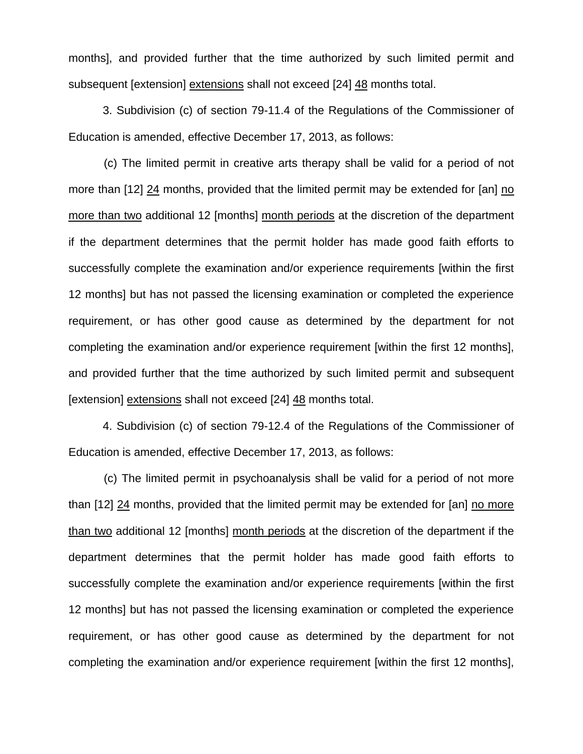months], and provided further that the time authorized by such limited permit and subsequent [extension] <u>extensions</u> shall not exceed [24] <u>48</u> months total.

3. Subdivision (c) of section 79-11.4 of the Regulations of the Commissioner of Education is amended, effective December 17, 2013, as follows:

(c) The limited permit in creative arts therapy shall be valid for a period of not more than [12] <u>24</u> months, provided that the limited permit may be extended for [an] <u>no more than two</u> additional 12 [months] <u>month periods</u> at the discretion of the department if the department determines that the permit holder has made good faith efforts to successfully complete the examination and/or experience requirements [within the first 12 months] but has not passed the licensing examination or completed the experience requirement, or has other good cause as determined by the department for not completing the examination and/or experience requirement [within the first 12 months], and provided further that the time authorized by such limited permit and subsequent [extension] <u>extensions</u> shall not exceed [24] <u>48</u> months total.

4. Subdivision (c) of section 79-12.4 of the Regulations of the Commissioner of Education is amended, effective December 17, 2013, as follows:

(c) The limited permit in psychoanalysis shall be valid for a period of not more than [12] <u>24</u> months, provided that the limited permit may be extended for [an] <u>no more than two</u> additional 12 [months] <u>month periods</u> at the discretion of the department if the department determines that the permit holder has made good faith efforts to successfully complete the examination and/or experience requirements [within the first 12 months] but has not passed the licensing examination or completed the experience requirement, or has other good cause as determined by the department for not completing the examination and/or experience requirement [within the first 12 months],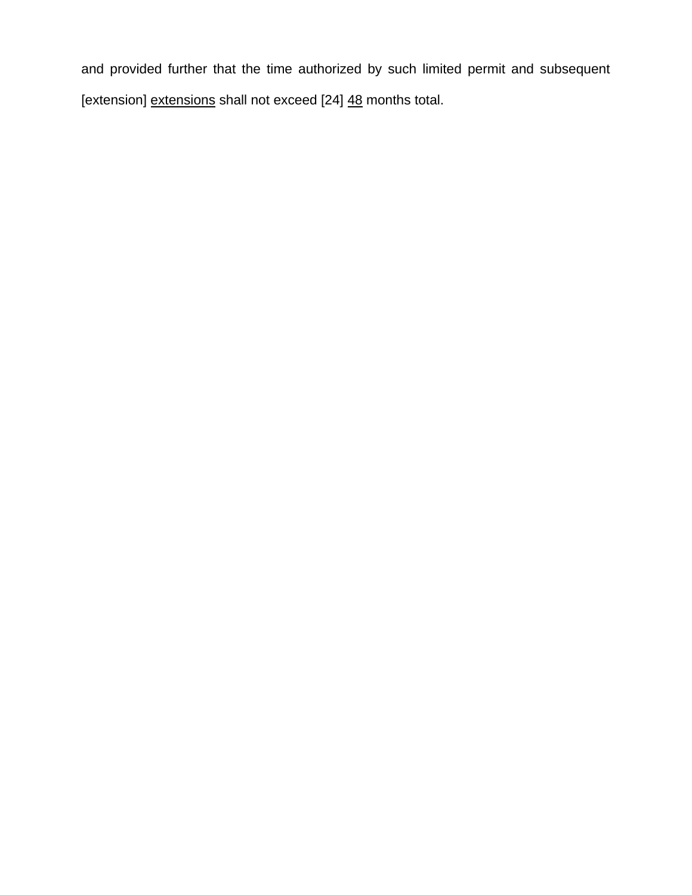and provided further that the time authorized by such limited permit and subsequent [extension] <u>extensions</u> shall not exceed [24] <u>48</u> months total.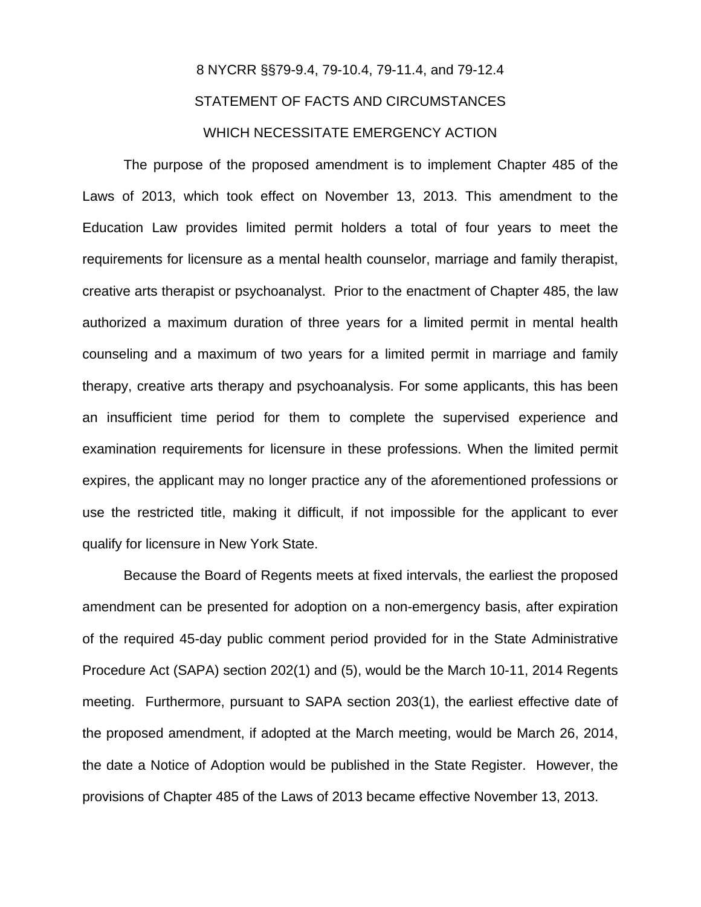8 NYCRR §§79-9.4, 79-10.4, 79-11.4, and 79-12.4

STATEMENT OF FACTS AND CIRCUMSTANCES

WHICH NECESSITATE EMERGENCY ACTION

The purpose of the proposed amendment is to implement Chapter 485 of the Laws of 2013, which took effect on November 13, 2013. This amendment to the Education Law provides limited permit holders a total of four years to meet the requirements for licensure as a mental health counselor, marriage and family therapist, creative arts therapist or psychoanalyst. Prior to the enactment of Chapter 485, the law authorized a maximum duration of three years for a limited permit in mental health counseling and a maximum of two years for a limited permit in marriage and family therapy, creative arts therapy and psychoanalysis. For some applicants, this has been an insufficient time period for them to complete the supervised experience and examination requirements for licensure in these professions. When the limited permit expires, the applicant may no longer practice any of the aforementioned professions or use the restricted title, making it difficult, if not impossible for the applicant to ever qualify for licensure in New York State.

Because the Board of Regents meets at fixed intervals, the earliest the proposed amendment can be presented for adoption on a non-emergency basis, after expiration of the required 45-day public comment period provided for in the State Administrative Procedure Act (SAPA) section 202(1) and (5), would be the March 10-11, 2014 Regents meeting. Furthermore, pursuant to SAPA section 203(1), the earliest effective date of the proposed amendment, if adopted at the March meeting, would be March 26, 2014, the date a Notice of Adoption would be published in the State Register. However, the provisions of Chapter 485 of the Laws of 2013 became effective November 13, 2013.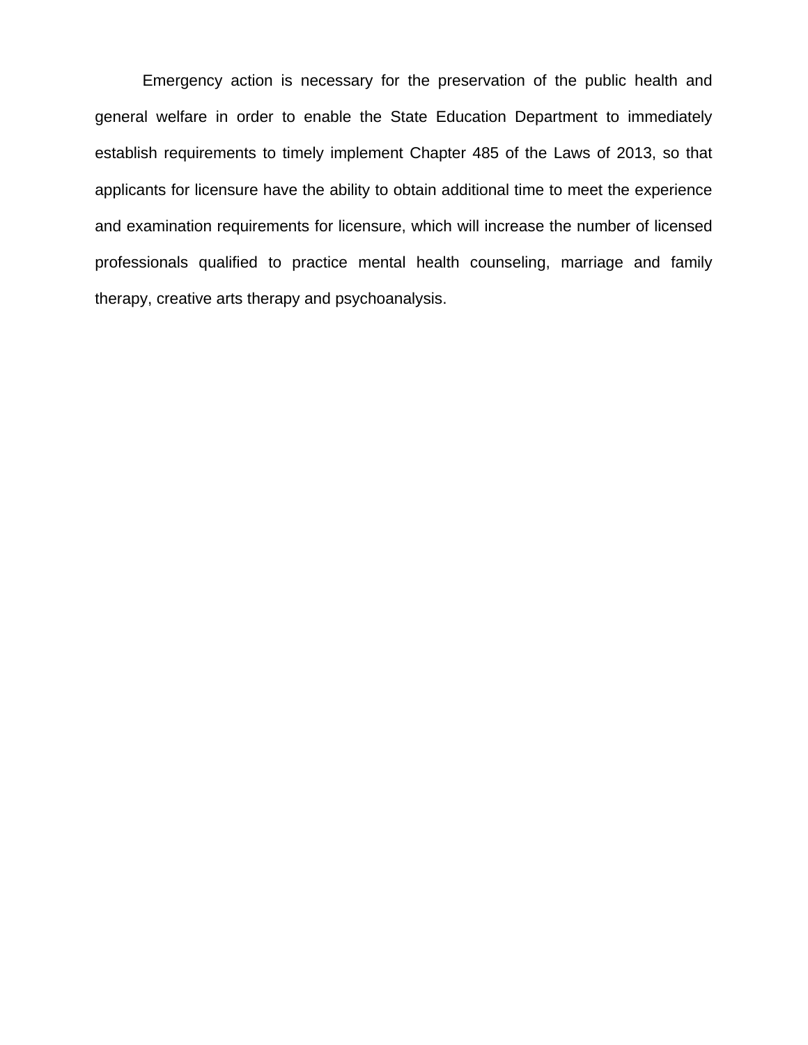Emergency action is necessary for the preservation of the public health and general welfare in order to enable the State Education Department to immediately establish requirements to timely implement Chapter 485 of the Laws of 2013, so that applicants for licensure have the ability to obtain additional time to meet the experience and examination requirements for licensure, which will increase the number of licensed professionals qualified to practice mental health counseling, marriage and family therapy, creative arts therapy and psychoanalysis.